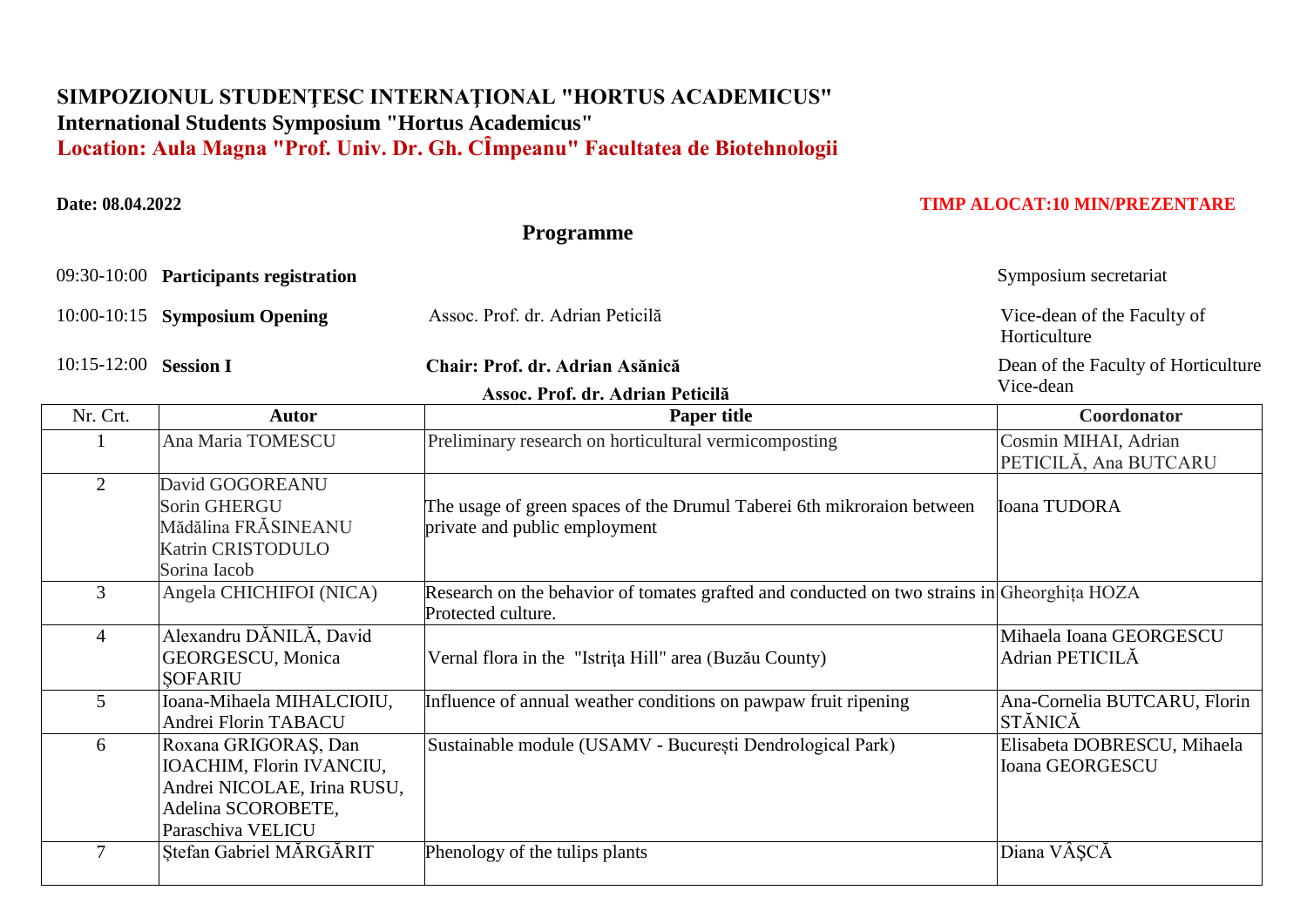# SIMPOZIONUL STUDENȚESC INTERNAȚIONAL "HORTUS ACADEMICUS"

## International Students Symposium "Hortus Academicus"

**Location: Aula Magna "Prof. Univ. Dr. Gh. CÎmpeanu" Facultatea de Biotehnologii**

**Date: 08.04.2022**

**TIMP ALOCAT:10 MIN/PREZENTARE**

## Programme

| | | | |
|---|---|---|---|
| 09:30-10:00 | **Participants registration** | | Symposium secretariat |
| 10:00-10:15 | **Symposium Opening** | Assoc. Prof. dr. Adrian Peticilă | Vice-dean of the Faculty of Horticulture |
| 10:15-12:00 | **Session I** | **Chair: Prof. dr. Adrian Asănică** | Dean of the Faculty of Horticulture |
| | | **Assoc. Prof. dr. Adrian Peticilă** | Vice-dean |

| Nr. Crt. | Autor | Paper title | Coordonator |
|---|---|---|---|
| 1 | Ana Maria TOMESCU | Preliminary research on horticultural vermicomposting | Cosmin MIHAI, Adrian PETICILĂ, Ana BUTCARU |
| 2 | David GOGOREANU<br>Sorin GHERGU<br>Mădălina FRĂSINEANU<br>Katrin CRISTODULO<br>Sorina Iacob | The usage of green spaces of the Drumul Taberei 6th mikroraion between private and public employment | Ioana TUDORA |
| 3 | Angela CHICHIFOI (NICA) | Research on the behavior of tomates grafted and conducted on two strains in Protected culture. | Gheorghița HOZA |
| 4 | Alexandru DĂNILĂ, David GEORGESCU, Monica ȘOFARIU | Vernal flora in the "Istrița Hill" area (Buzău County) | Mihaela Ioana GEORGESCU<br>Adrian PETICILĂ |
| 5 | Ioana-Mihaela MIHALCIOIU, Andrei Florin TABACU | Influence of annual weather conditions on pawpaw fruit ripening | Ana-Cornelia BUTCARU, Florin STĂNICĂ |
| 6 | Roxana GRIGORAȘ, Dan IOACHIM, Florin IVANCIU, Andrei NICOLAE, Irina RUSU, Adelina SCOROBETE, Paraschiva VELICU | Sustainable module (USAMV - București Dendrological Park) | Elisabeta DOBRESCU, Mihaela Ioana GEORGESCU |
| 7 | Ștefan Gabriel MĂRGĂRIT | Phenology of the tulips plants | Diana VÂȘCĂ |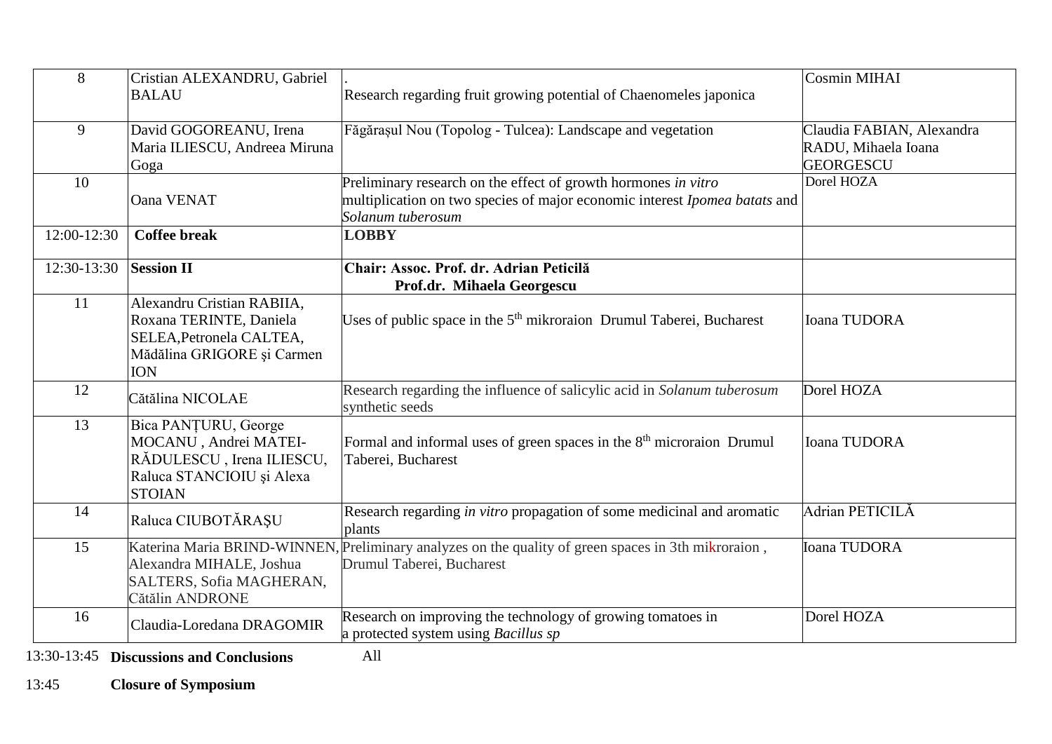| | | | |
|---|---|---|---|
| 8 | Cristian ALEXANDRU, Gabriel BALAU | . Research regarding fruit growing potential of Chaenomeles japonica | Cosmin MIHAI |
| 9 | David GOGOREANU, Irena Maria ILIESCU, Andreea Miruna Goga | Făgărașul Nou (Topolog - Tulcea): Landscape and vegetation | Claudia FABIAN, Alexandra RADU, Mihaela Ioana GEORGESCU |
| 10 | Oana VENAT | Preliminary research on the effect of growth hormones *in vitro* multiplication on two species of major economic interest *Ipomea batats* and *Solanum tuberosum* | Dorel HOZA |
| 12:00-12:30 | **Coffee break** | **LOBBY** | |
| 12:30-13:30 | **Session II** | **Chair: Assoc. Prof. dr. Adrian Peticilă Prof.dr. Mihaela Georgescu** | |
| 11 | Alexandru Cristian RABIIA, Roxana TERINTE, Daniela SELEA,Petronela CALTEA, Mădălina GRIGORE şi Carmen ION | Uses of public space in the 5th mikroraion Drumul Taberei, Bucharest | Ioana TUDORA |
| 12 | Cătălina NICOLAE | Research regarding the influence of salicylic acid in *Solanum tuberosum* synthetic seeds | Dorel HOZA |
| 13 | Bica PANȚURU, George MOCANU , Andrei MATEI-RĂDULESCU , Irena ILIESCU, Raluca STANCIOIU şi Alexa STOIAN | Formal and informal uses of green spaces in the 8th microraion Drumul Taberei, Bucharest | Ioana TUDORA |
| 14 | Raluca CIUBOTĂRAȘU | Research regarding *in vitro* propagation of some medicinal and aromatic plants | Adrian PETICILĂ |
| 15 | Katerina Maria BRIND-WINNEN, Alexandra MIHALE, Joshua SALTERS, Sofia MAGHERAN, Cătălin ANDRONE | Preliminary analyzes on the quality of green spaces in 3th mikroraion , Drumul Taberei, Bucharest | Ioana TUDORA |
| 16 | Claudia-Loredana DRAGOMIR | Research on improving the technology of growing tomatoes in a protected system using *Bacillus sp* | Dorel HOZA |

13:30-13:45 **Discussions and Conclusions** All

13:45 **Closure of Symposium**